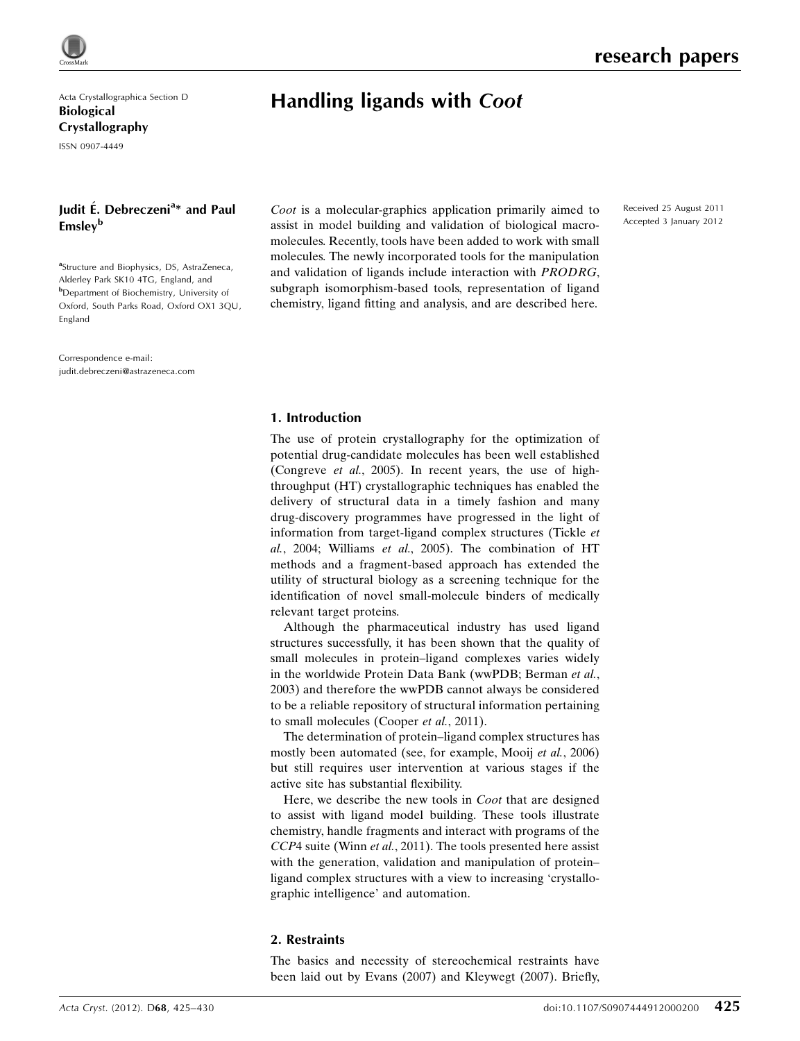Acta Crystallographica Section D
**Biological Crystallography**
ISSN 0907-4449

# Handling ligands with *Coot*

**Judit É. Debreczeni[a]* and Paul Emsley[b]**

[a]Structure and Biophysics, DS, AstraZeneca, Alderley Park SK10 4TG, England, and [b]Department of Biochemistry, University of Oxford, South Parks Road, Oxford OX1 3QU, England

Correspondence e-mail: judit.debreczeni@astrazeneca.com

Received 25 August 2011
Accepted 3 January 2012

*Coot* is a molecular-graphics application primarily aimed to assist in model building and validation of biological macromolecules. Recently, tools have been added to work with small molecules. The newly incorporated tools for the manipulation and validation of ligands include interaction with *PRODRG*, subgraph isomorphism-based tools, representation of ligand chemistry, ligand fitting and analysis, and are described here.

## 1. Introduction

The use of protein crystallography for the optimization of potential drug-candidate molecules has been well established (Congreve *et al.*, 2005). In recent years, the use of high-throughput (HT) crystallographic techniques has enabled the delivery of structural data in a timely fashion and many drug-discovery programmes have progressed in the light of information from target-ligand complex structures (Tickle *et al.*, 2004; Williams *et al.*, 2005). The combination of HT methods and a fragment-based approach has extended the utility of structural biology as a screening technique for the identification of novel small-molecule binders of medically relevant target proteins.

Although the pharmaceutical industry has used ligand structures successfully, it has been shown that the quality of small molecules in protein–ligand complexes varies widely in the worldwide Protein Data Bank (wwPDB; Berman *et al.*, 2003) and therefore the wwPDB cannot always be considered to be a reliable repository of structural information pertaining to small molecules (Cooper *et al.*, 2011).

The determination of protein–ligand complex structures has mostly been automated (see, for example, Mooij *et al.*, 2006) but still requires user intervention at various stages if the active site has substantial flexibility.

Here, we describe the new tools in *Coot* that are designed to assist with ligand model building. These tools illustrate chemistry, handle fragments and interact with programs of the *CCP*4 suite (Winn *et al.*, 2011). The tools presented here assist with the generation, validation and manipulation of protein–ligand complex structures with a view to increasing 'crystallographic intelligence' and automation.

## 2. Restraints

The basics and necessity of stereochemical restraints have been laid out by Evans (2007) and Kleywegt (2007). Briefly,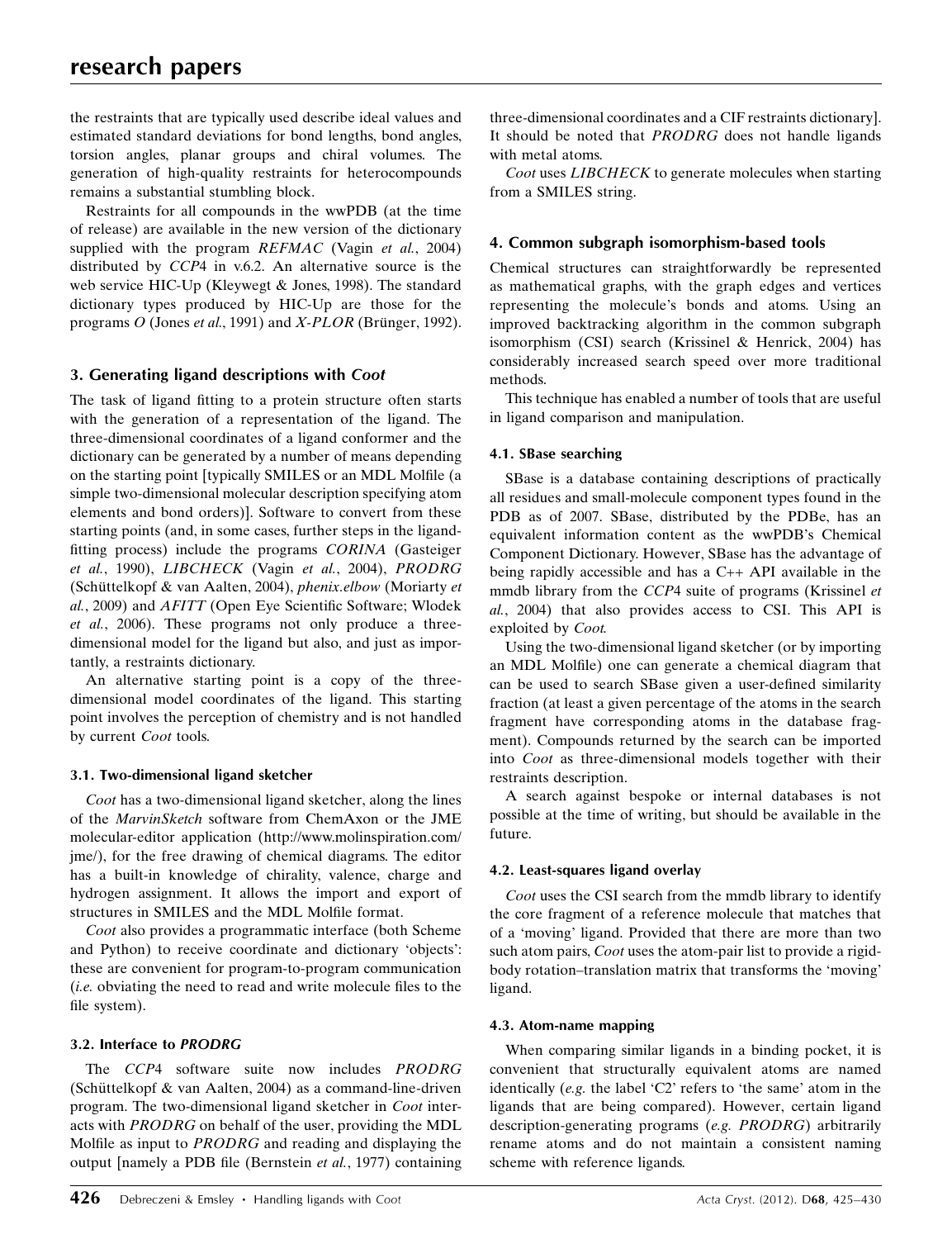the restraints that are typically used describe ideal values and estimated standard deviations for bond lengths, bond angles, torsion angles, planar groups and chiral volumes. The generation of high-quality restraints for heterocompounds remains a substantial stumbling block.

Restraints for all compounds in the wwPDB (at the time of release) are available in the new version of the dictionary supplied with the program *REFMAC* (Vagin *et al.*, 2004) distributed by *CCP*4 in v.6.2. An alternative source is the web service HIC-Up (Kleywegt & Jones, 1998). The standard dictionary types produced by HIC-Up are those for the programs *O* (Jones *et al.*, 1991) and *X-PLOR* (Brünger, 1992).

## 3. Generating ligand descriptions with *Coot*

The task of ligand fitting to a protein structure often starts with the generation of a representation of the ligand. The three-dimensional coordinates of a ligand conformer and the dictionary can be generated by a number of means depending on the starting point [typically SMILES or an MDL Molfile (a simple two-dimensional molecular description specifying atom elements and bond orders)]. Software to convert from these starting points (and, in some cases, further steps in the ligand-fitting process) include the programs *CORINA* (Gasteiger *et al.*, 1990), *LIBCHECK* (Vagin *et al.*, 2004), *PRODRG* (Schüttelkopf & van Aalten, 2004), *phenix.elbow* (Moriarty *et al.*, 2009) and *AFITT* (Open Eye Scientific Software; Wlodek *et al.*, 2006). These programs not only produce a three-dimensional model for the ligand but also, and just as importantly, a restraints dictionary.

An alternative starting point is a copy of the three-dimensional model coordinates of the ligand. This starting point involves the perception of chemistry and is not handled by current *Coot* tools.

### 3.1. Two-dimensional ligand sketcher

*Coot* has a two-dimensional ligand sketcher, along the lines of the *MarvinSketch* software from ChemAxon or the JME molecular-editor application (http://www.molinspiration.com/jme/), for the free drawing of chemical diagrams. The editor has a built-in knowledge of chirality, valence, charge and hydrogen assignment. It allows the import and export of structures in SMILES and the MDL Molfile format.

*Coot* also provides a programmatic interface (both Scheme and Python) to receive coordinate and dictionary 'objects': these are convenient for program-to-program communication (*i.e.* obviating the need to read and write molecule files to the file system).

### 3.2. Interface to *PRODRG*

The *CCP*4 software suite now includes *PRODRG* (Schüttelkopf & van Aalten, 2004) as a command-line-driven program. The two-dimensional ligand sketcher in *Coot* interacts with *PRODRG* on behalf of the user, providing the MDL Molfile as input to *PRODRG* and reading and displaying the output [namely a PDB file (Bernstein *et al.*, 1977) containing three-dimensional coordinates and a CIF restraints dictionary]. It should be noted that *PRODRG* does not handle ligands with metal atoms.

*Coot* uses *LIBCHECK* to generate molecules when starting from a SMILES string.

## 4. Common subgraph isomorphism-based tools

Chemical structures can straightforwardly be represented as mathematical graphs, with the graph edges and vertices representing the molecule's bonds and atoms. Using an improved backtracking algorithm in the common subgraph isomorphism (CSI) search (Krissinel & Henrick, 2004) has considerably increased search speed over more traditional methods.

This technique has enabled a number of tools that are useful in ligand comparison and manipulation.

### 4.1. SBase searching

SBase is a database containing descriptions of practically all residues and small-molecule component types found in the PDB as of 2007. SBase, distributed by the PDBe, has an equivalent information content as the wwPDB's Chemical Component Dictionary. However, SBase has the advantage of being rapidly accessible and has a C++ API available in the mmdb library from the *CCP*4 suite of programs (Krissinel *et al.*, 2004) that also provides access to CSI. This API is exploited by *Coot*.

Using the two-dimensional ligand sketcher (or by importing an MDL Molfile) one can generate a chemical diagram that can be used to search SBase given a user-defined similarity fraction (at least a given percentage of the atoms in the search fragment have corresponding atoms in the database fragment). Compounds returned by the search can be imported into *Coot* as three-dimensional models together with their restraints description.

A search against bespoke or internal databases is not possible at the time of writing, but should be available in the future.

### 4.2. Least-squares ligand overlay

*Coot* uses the CSI search from the mmdb library to identify the core fragment of a reference molecule that matches that of a 'moving' ligand. Provided that there are more than two such atom pairs, *Coot* uses the atom-pair list to provide a rigid-body rotation–translation matrix that transforms the 'moving' ligand.

### 4.3. Atom-name mapping

When comparing similar ligands in a binding pocket, it is convenient that structurally equivalent atoms are named identically (*e.g.* the label 'C2' refers to 'the same' atom in the ligands that are being compared). However, certain ligand description-generating programs (*e.g.* *PRODRG*) arbitrarily rename atoms and do not maintain a consistent naming scheme with reference ligands.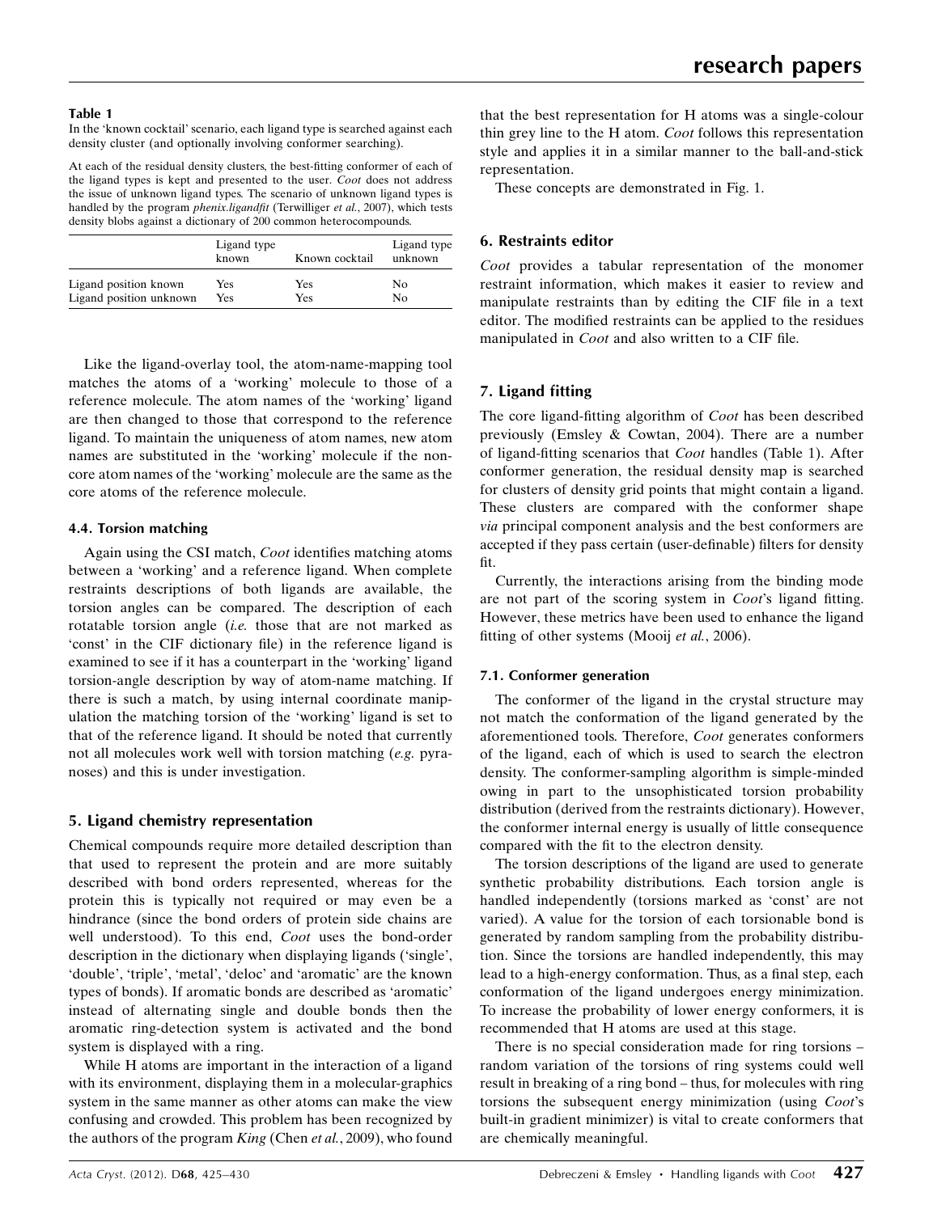**Table 1**

In the 'known cocktail' scenario, each ligand type is searched against each density cluster (and optionally involving conformer searching).

At each of the residual density clusters, the best-fitting conformer of each of the ligand types is kept and presented to the user. *Coot* does not address the issue of unknown ligand types. The scenario of unknown ligand types is handled by the program *phenix.ligandfit* (Terwilliger *et al.*, 2007), which tests density blobs against a dictionary of 200 common heterocompounds.

| | Ligand type known | Known cocktail | Ligand type unknown |
|---|---|---|---|
| Ligand position known | Yes | Yes | No |
| Ligand position unknown | Yes | Yes | No |

Like the ligand-overlay tool, the atom-name-mapping tool matches the atoms of a 'working' molecule to those of a reference molecule. The atom names of the 'working' ligand are then changed to those that correspond to the reference ligand. To maintain the uniqueness of atom names, new atom names are substituted in the 'working' molecule if the non-core atom names of the 'working' molecule are the same as the core atoms of the reference molecule.

### 4.4. Torsion matching

Again using the CSI match, *Coot* identifies matching atoms between a 'working' and a reference ligand. When complete restraints descriptions of both ligands are available, the torsion angles can be compared. The description of each rotatable torsion angle (*i.e.* those that are not marked as 'const' in the CIF dictionary file) in the reference ligand is examined to see if it has a counterpart in the 'working' ligand torsion-angle description by way of atom-name matching. If there is such a match, by using internal coordinate manipulation the matching torsion of the 'working' ligand is set to that of the reference ligand. It should be noted that currently not all molecules work well with torsion matching (*e.g.* pyranoses) and this is under investigation.

## 5. Ligand chemistry representation

Chemical compounds require more detailed description than that used to represent the protein and are more suitably described with bond orders represented, whereas for the protein this is typically not required or may even be a hindrance (since the bond orders of protein side chains are well understood). To this end, *Coot* uses the bond-order description in the dictionary when displaying ligands ('single', 'double', 'triple', 'metal', 'deloc' and 'aromatic' are the known types of bonds). If aromatic bonds are described as 'aromatic' instead of alternating single and double bonds then the aromatic ring-detection system is activated and the bond system is displayed with a ring.

While H atoms are important in the interaction of a ligand with its environment, displaying them in a molecular-graphics system in the same manner as other atoms can make the view confusing and crowded. This problem has been recognized by the authors of the program *King* (Chen *et al.*, 2009), who found that the best representation for H atoms was a single-colour thin grey line to the H atom. *Coot* follows this representation style and applies it in a similar manner to the ball-and-stick representation.

These concepts are demonstrated in Fig. 1.

## 6. Restraints editor

*Coot* provides a tabular representation of the monomer restraint information, which makes it easier to review and manipulate restraints than by editing the CIF file in a text editor. The modified restraints can be applied to the residues manipulated in *Coot* and also written to a CIF file.

## 7. Ligand fitting

The core ligand-fitting algorithm of *Coot* has been described previously (Emsley & Cowtan, 2004). There are a number of ligand-fitting scenarios that *Coot* handles (Table 1). After conformer generation, the residual density map is searched for clusters of density grid points that might contain a ligand. These clusters are compared with the conformer shape *via* principal component analysis and the best conformers are accepted if they pass certain (user-definable) filters for density fit.

Currently, the interactions arising from the binding mode are not part of the scoring system in *Coot*'s ligand fitting. However, these metrics have been used to enhance the ligand fitting of other systems (Mooij *et al.*, 2006).

### 7.1. Conformer generation

The conformer of the ligand in the crystal structure may not match the conformation of the ligand generated by the aforementioned tools. Therefore, *Coot* generates conformers of the ligand, each of which is used to search the electron density. The conformer-sampling algorithm is simple-minded owing in part to the unsophisticated torsion probability distribution (derived from the restraints dictionary). However, the conformer internal energy is usually of little consequence compared with the fit to the electron density.

The torsion descriptions of the ligand are used to generate synthetic probability distributions. Each torsion angle is handled independently (torsions marked as 'const' are not varied). A value for the torsion of each torsionable bond is generated by random sampling from the probability distribution. Since the torsions are handled independently, this may lead to a high-energy conformation. Thus, as a final step, each conformation of the ligand undergoes energy minimization. To increase the probability of lower energy conformers, it is recommended that H atoms are used at this stage.

There is no special consideration made for ring torsions – random variation of the torsions of ring systems could well result in breaking of a ring bond – thus, for molecules with ring torsions the subsequent energy minimization (using *Coot*'s built-in gradient minimizer) is vital to create conformers that are chemically meaningful.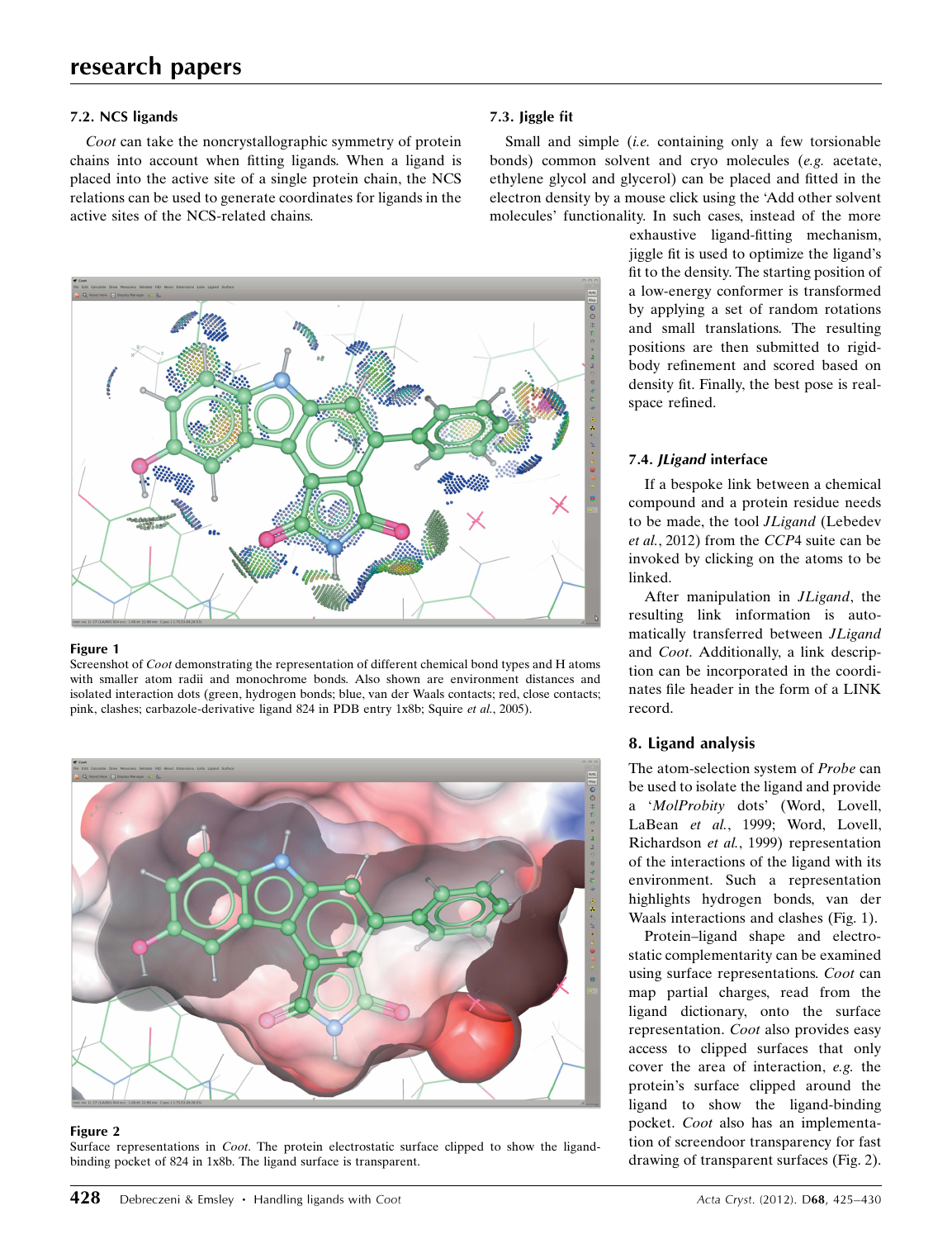### 7.2. NCS ligands

*Coot* can take the noncrystallographic symmetry of protein chains into account when fitting ligands. When a ligand is placed into the active site of a single protein chain, the NCS relations can be used to generate coordinates for ligands in the active sites of the NCS-related chains.

**Figure 1**
Screenshot of *Coot* demonstrating the representation of different chemical bond types and H atoms with smaller atom radii and monochrome bonds. Also shown are environment distances and isolated interaction dots (green, hydrogen bonds; blue, van der Waals contacts; red, close contacts; pink, clashes; carbazole-derivative ligand 824 in PDB entry 1x8b; Squire *et al.*, 2005).

**Figure 2**
Surface representations in *Coot*. The protein electrostatic surface clipped to show the ligand-binding pocket of 824 in 1x8b. The ligand surface is transparent.

### 7.3. Jiggle fit

Small and simple (*i.e.* containing only a few torsionable bonds) common solvent and cryo molecules (*e.g.* acetate, ethylene glycol and glycerol) can be placed and fitted in the electron density by a mouse click using the 'Add other solvent molecules' functionality. In such cases, instead of the more exhaustive ligand-fitting mechanism, jiggle fit is used to optimize the ligand's fit to the density. The starting position of a low-energy conformer is transformed by applying a set of random rotations and small translations. The resulting positions are then submitted to rigid-body refinement and scored based on density fit. Finally, the best pose is real-space refined.

### 7.4. *JLigand* interface

If a bespoke link between a chemical compound and a protein residue needs to be made, the tool *JLigand* (Lebedev *et al.*, 2012) from the *CCP*4 suite can be invoked by clicking on the atoms to be linked.

After manipulation in *JLigand*, the resulting link information is automatically transferred between *JLigand* and *Coot*. Additionally, a link description can be incorporated in the coordinates file header in the form of a LINK record.

## 8. Ligand analysis

The atom-selection system of *Probe* can be used to isolate the ligand and provide a '*MolProbity* dots' (Word, Lovell, LaBean *et al.*, 1999; Word, Lovell, Richardson *et al.*, 1999) representation of the interactions of the ligand with its environment. Such a representation highlights hydrogen bonds, van der Waals interactions and clashes (Fig. 1).

Protein–ligand shape and electrostatic complementarity can be examined using surface representations. *Coot* can map partial charges, read from the ligand dictionary, onto the surface representation. *Coot* also provides easy access to clipped surfaces that only cover the area of interaction, *e.g.* the protein's surface clipped around the ligand to show the ligand-binding pocket. *Coot* also has an implementation of screendoor transparency for fast drawing of transparent surfaces (Fig. 2).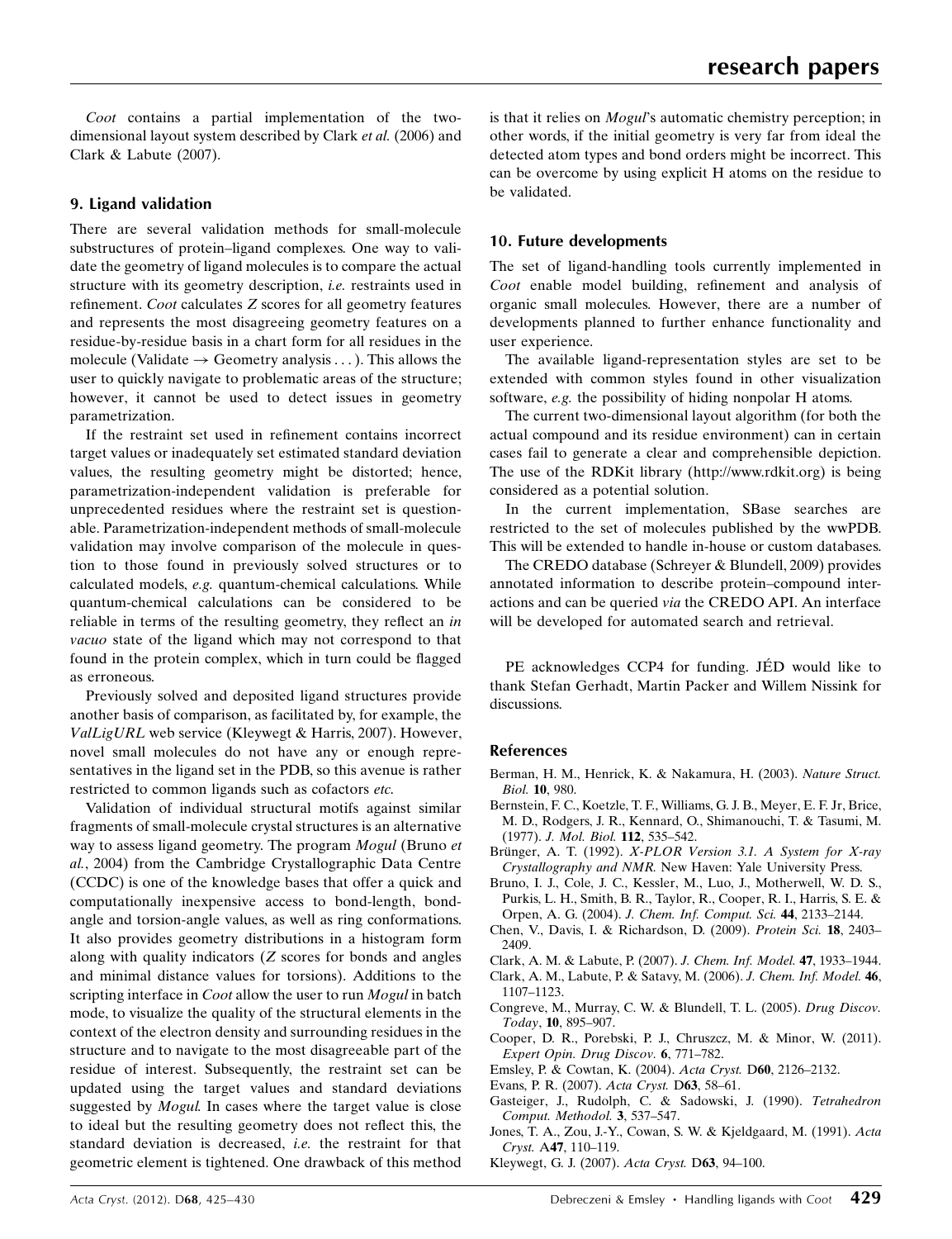*Coot* contains a partial implementation of the two-dimensional layout system described by Clark *et al.* (2006) and Clark & Labute (2007).

## 9. Ligand validation

There are several validation methods for small-molecule substructures of protein–ligand complexes. One way to validate the geometry of ligand molecules is to compare the actual structure with its geometry description, *i.e.* restraints used in refinement. *Coot* calculates *Z* scores for all geometry features and represents the most disagreeing geometry features on a residue-by-residue basis in a chart form for all residues in the molecule (Validate → Geometry analysis . . . ). This allows the user to quickly navigate to problematic areas of the structure; however, it cannot be used to detect issues in geometry parametrization.

If the restraint set used in refinement contains incorrect target values or inadequately set estimated standard deviation values, the resulting geometry might be distorted; hence, parametrization-independent validation is preferable for unprecedented residues where the restraint set is questionable. Parametrization-independent methods of small-molecule validation may involve comparison of the molecule in question to those found in previously solved structures or to calculated models, *e.g.* quantum-chemical calculations. While quantum-chemical calculations can be considered to be reliable in terms of the resulting geometry, they reflect an *in vacuo* state of the ligand which may not correspond to that found in the protein complex, which in turn could be flagged as erroneous.

Previously solved and deposited ligand structures provide another basis of comparison, as facilitated by, for example, the *ValLigURL* web service (Kleywegt & Harris, 2007). However, novel small molecules do not have any or enough representatives in the ligand set in the PDB, so this avenue is rather restricted to common ligands such as cofactors *etc.*

Validation of individual structural motifs against similar fragments of small-molecule crystal structures is an alternative way to assess ligand geometry. The program *Mogul* (Bruno *et al.*, 2004) from the Cambridge Crystallographic Data Centre (CCDC) is one of the knowledge bases that offer a quick and computationally inexpensive access to bond-length, bond-angle and torsion-angle values, as well as ring conformations. It also provides geometry distributions in a histogram form along with quality indicators (*Z* scores for bonds and angles and minimal distance values for torsions). Additions to the scripting interface in *Coot* allow the user to run *Mogul* in batch mode, to visualize the quality of the structural elements in the context of the electron density and surrounding residues in the structure and to navigate to the most disagreeable part of the residue of interest. Subsequently, the restraint set can be updated using the target values and standard deviations suggested by *Mogul*. In cases where the target value is close to ideal but the resulting geometry does not reflect this, the standard deviation is decreased, *i.e.* the restraint for that geometric element is tightened. One drawback of this method is that it relies on *Mogul*'s automatic chemistry perception; in other words, if the initial geometry is very far from ideal the detected atom types and bond orders might be incorrect. This can be overcome by using explicit H atoms on the residue to be validated.

## 10. Future developments

The set of ligand-handling tools currently implemented in *Coot* enable model building, refinement and analysis of organic small molecules. However, there are a number of developments planned to further enhance functionality and user experience.

The available ligand-representation styles are set to be extended with common styles found in other visualization software, *e.g.* the possibility of hiding nonpolar H atoms.

The current two-dimensional layout algorithm (for both the actual compound and its residue environment) can in certain cases fail to generate a clear and comprehensible depiction. The use of the RDKit library (http://www.rdkit.org) is being considered as a potential solution.

In the current implementation, SBase searches are restricted to the set of molecules published by the wwPDB. This will be extended to handle in-house or custom databases.

The CREDO database (Schreyer & Blundell, 2009) provides annotated information to describe protein–compound interactions and can be queried *via* the CREDO API. An interface will be developed for automated search and retrieval.

PE acknowledges CCP4 for funding. JÉD would like to thank Stefan Gerhadt, Martin Packer and Willem Nissink for discussions.

## References

Berman, H. M., Henrick, K. & Nakamura, H. (2003). *Nature Struct. Biol.* **10**, 980.

Bernstein, F. C., Koetzle, T. F., Williams, G. J. B., Meyer, E. F. Jr, Brice, M. D., Rodgers, J. R., Kennard, O., Shimanouchi, T. & Tasumi, M. (1977). *J. Mol. Biol.* **112**, 535–542.

Brünger, A. T. (1992). *X-PLOR Version 3.1. A System for X-ray Crystallography and NMR.* New Haven: Yale University Press.

Bruno, I. J., Cole, J. C., Kessler, M., Luo, J., Motherwell, W. D. S., Purkis, L. H., Smith, B. R., Taylor, R., Cooper, R. I., Harris, S. E. & Orpen, A. G. (2004). *J. Chem. Inf. Comput. Sci.* **44**, 2133–2144.

Chen, V., Davis, I. & Richardson, D. (2009). *Protein Sci.* **18**, 2403–2409.

Clark, A. M. & Labute, P. (2007). *J. Chem. Inf. Model.* **47**, 1933–1944.

Clark, A. M., Labute, P. & Satavy, M. (2006). *J. Chem. Inf. Model.* **46**, 1107–1123.

Congreve, M., Murray, C. W. & Blundell, T. L. (2005). *Drug Discov. Today*, **10**, 895–907.

Cooper, D. R., Porebski, P. J., Chruszcz, M. & Minor, W. (2011). *Expert Opin. Drug Discov.* **6**, 771–782.

Emsley, P. & Cowtan, K. (2004). *Acta Cryst.* D**60**, 2126–2132.

Evans, P. R. (2007). *Acta Cryst.* D**63**, 58–61.

Gasteiger, J., Rudolph, C. & Sadowski, J. (1990). *Tetrahedron Comput. Methodol.* **3**, 537–547.

Jones, T. A., Zou, J.-Y., Cowan, S. W. & Kjeldgaard, M. (1991). *Acta Cryst.* A**47**, 110–119.

Kleywegt, G. J. (2007). *Acta Cryst.* D**63**, 94–100.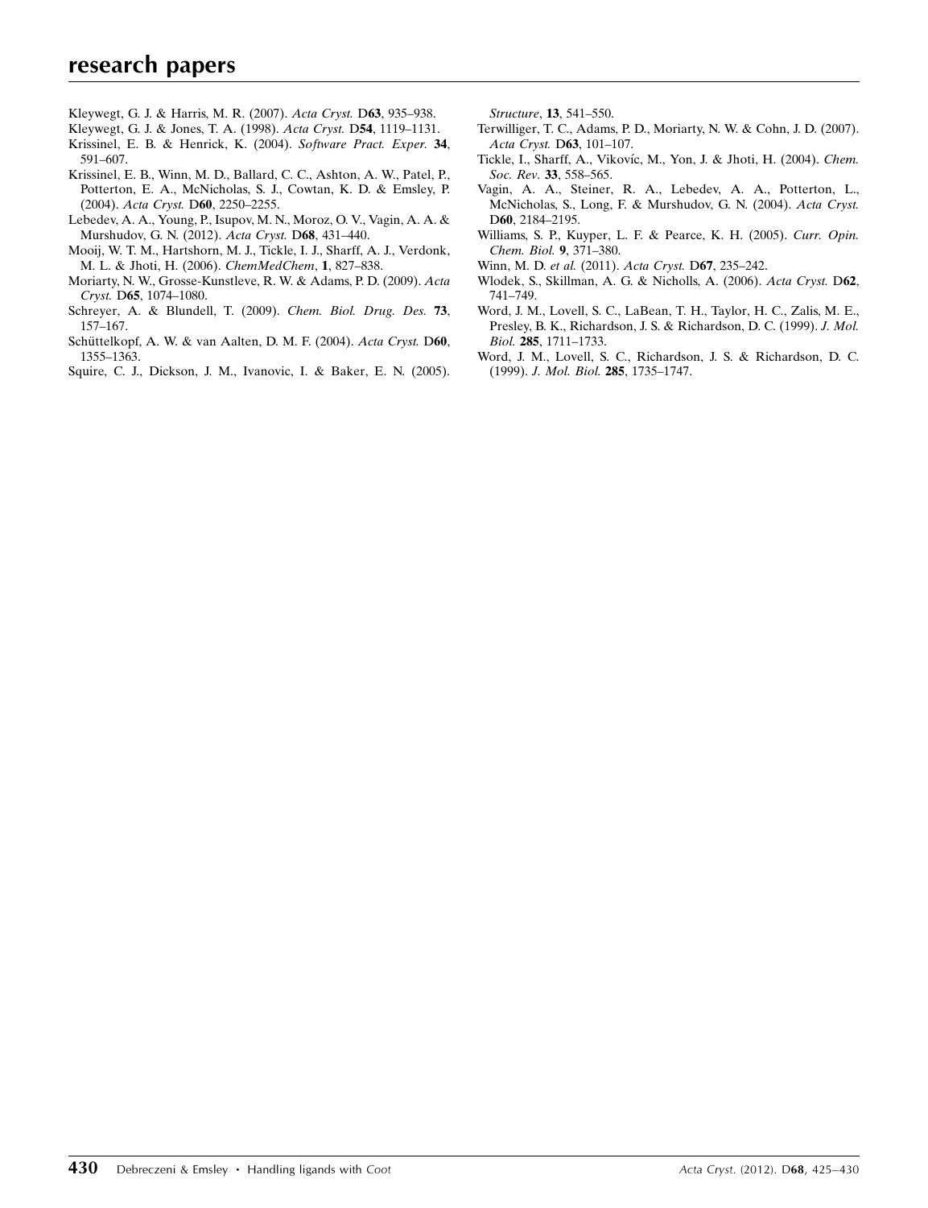Kleywegt, G. J. & Harris, M. R. (2007). *Acta Cryst.* D**63**, 935–938.

Kleywegt, G. J. & Jones, T. A. (1998). *Acta Cryst.* D**54**, 1119–1131.

Krissinel, E. B. & Henrick, K. (2004). *Software Pract. Exper.* **34**, 591–607.

Krissinel, E. B., Winn, M. D., Ballard, C. C., Ashton, A. W., Patel, P., Potterton, E. A., McNicholas, S. J., Cowtan, K. D. & Emsley, P. (2004). *Acta Cryst.* D**60**, 2250–2255.

Lebedev, A. A., Young, P., Isupov, M. N., Moroz, O. V., Vagin, A. A. & Murshudov, G. N. (2012). *Acta Cryst.* D**68**, 431–440.

Mooij, W. T. M., Hartshorn, M. J., Tickle, I. J., Sharff, A. J., Verdonk, M. L. & Jhoti, H. (2006). *ChemMedChem*, **1**, 827–838.

Moriarty, N. W., Grosse-Kunstleve, R. W. & Adams, P. D. (2009). *Acta Cryst.* D**65**, 1074–1080.

Schreyer, A. & Blundell, T. (2009). *Chem. Biol. Drug. Des.* **73**, 157–167.

Schüttelkopf, A. W. & van Aalten, D. M. F. (2004). *Acta Cryst.* D**60**, 1355–1363.

Squire, C. J., Dickson, J. M., Ivanovic, I. & Baker, E. N. (2005). *Structure*, **13**, 541–550.

Terwilliger, T. C., Adams, P. D., Moriarty, N. W. & Cohn, J. D. (2007). *Acta Cryst.* D**63**, 101–107.

Tickle, I., Sharff, A., Vikovíc, M., Yon, J. & Jhoti, H. (2004). *Chem. Soc. Rev.* **33**, 558–565.

Vagin, A. A., Steiner, R. A., Lebedev, A. A., Potterton, L., McNicholas, S., Long, F. & Murshudov, G. N. (2004). *Acta Cryst.* D**60**, 2184–2195.

Williams, S. P., Kuyper, L. F. & Pearce, K. H. (2005). *Curr. Opin. Chem. Biol.* **9**, 371–380.

Winn, M. D. *et al.* (2011). *Acta Cryst.* D**67**, 235–242.

Wlodek, S., Skillman, A. G. & Nicholls, A. (2006). *Acta Cryst.* D**62**, 741–749.

Word, J. M., Lovell, S. C., LaBean, T. H., Taylor, H. C., Zalis, M. E., Presley, B. K., Richardson, J. S. & Richardson, D. C. (1999). *J. Mol. Biol.* **285**, 1711–1733.

Word, J. M., Lovell, S. C., Richardson, J. S. & Richardson, D. C. (1999). *J. Mol. Biol.* **285**, 1735–1747.